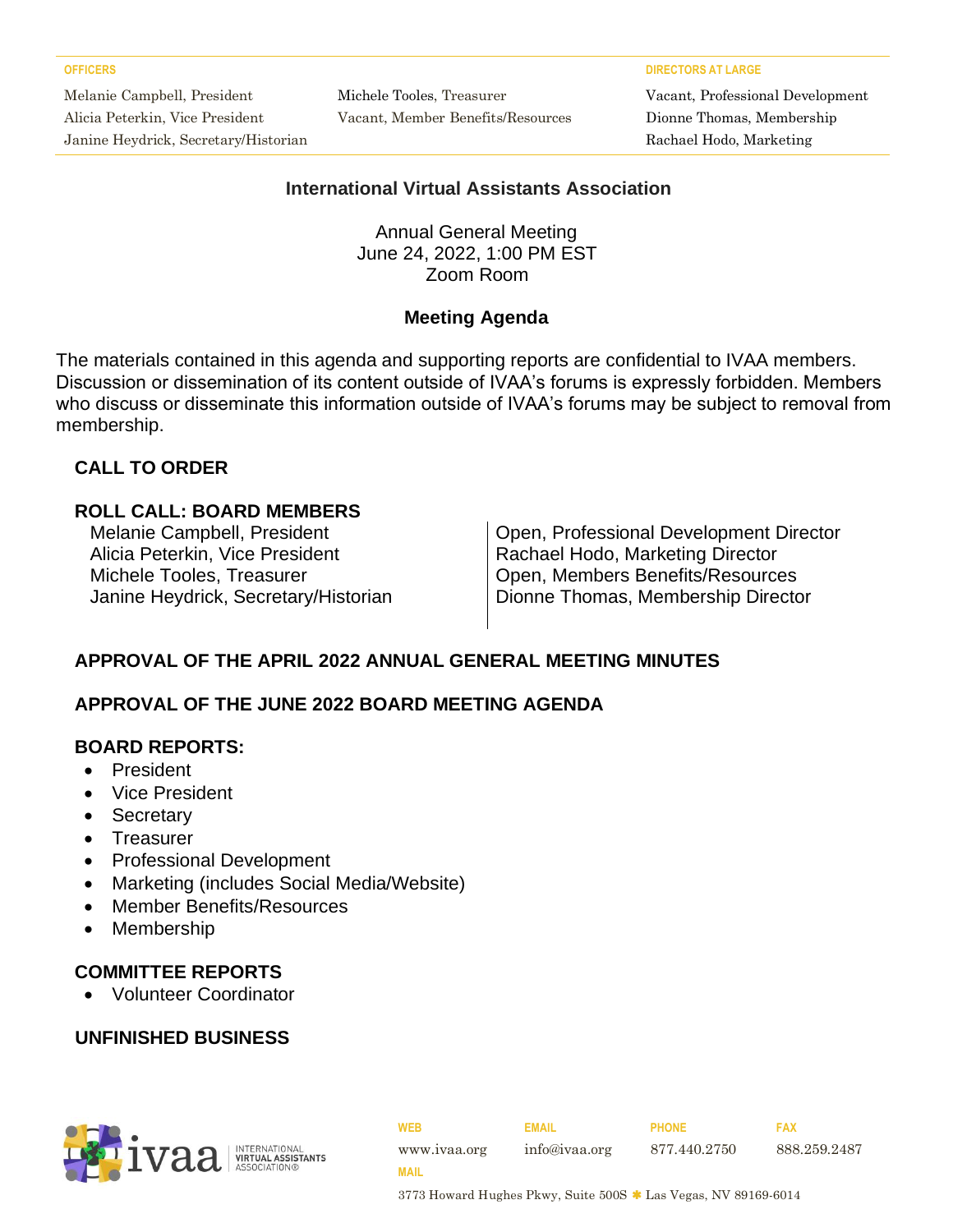**OFFICERS**

Melanie Campbell, President
Alicia Peterkin, Vice President
Janine Heydrick, Secretary/Historian
Michele Tooles, Treasurer
Vacant, Member Benefits/Resources

**DIRECTORS AT LARGE**

Vacant, Professional Development
Dionne Thomas, Membership
Rachael Hodo, Marketing

# International Virtual Assistants Association

Annual General Meeting
June 24, 2022, 1:00 PM EST
Zoom Room

## Meeting Agenda

The materials contained in this agenda and supporting reports are confidential to IVAA members. Discussion or dissemination of its content outside of IVAA's forums is expressly forbidden. Members who discuss or disseminate this information outside of IVAA's forums may be subject to removal from membership.

### CALL TO ORDER

### ROLL CALL: BOARD MEMBERS

Melanie Campbell, President
Alicia Peterkin, Vice President
Michele Tooles, Treasurer
Janine Heydrick, Secretary/Historian
Open, Professional Development Director
Rachael Hodo, Marketing Director
Open, Members Benefits/Resources
Dionne Thomas, Membership Director

### APPROVAL OF THE APRIL 2022 ANNUAL GENERAL MEETING MINUTES

### APPROVAL OF THE JUNE 2022 BOARD MEETING AGENDA

### BOARD REPORTS:

- President
- Vice President
- Secretary
- Treasurer
- Professional Development
- Marketing (includes Social Media/Website)
- Member Benefits/Resources
- Membership

### COMMITTEE REPORTS

- Volunteer Coordinator

### UNFINISHED BUSINESS

ivaa INTERNATIONAL VIRTUAL ASSISTANTS ASSOCIATION®

**WEB** www.ivaa.org **EMAIL** info@ivaa.org **PHONE** 877.440.2750 **FAX** 888.259.2487
**MAIL** 3773 Howard Hughes Pkwy, Suite 500S ✱ Las Vegas, NV 89169-6014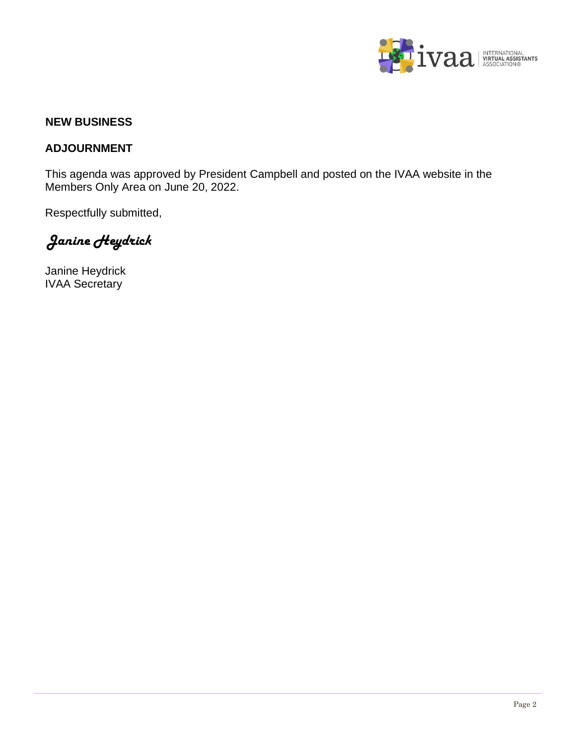## NEW BUSINESS

## ADJOURNMENT

This agenda was approved by President Campbell and posted on the IVAA website in the Members Only Area on June 20, 2022.

Respectfully submitted,

*Janine Heydrick*

Janine Heydrick
IVAA Secretary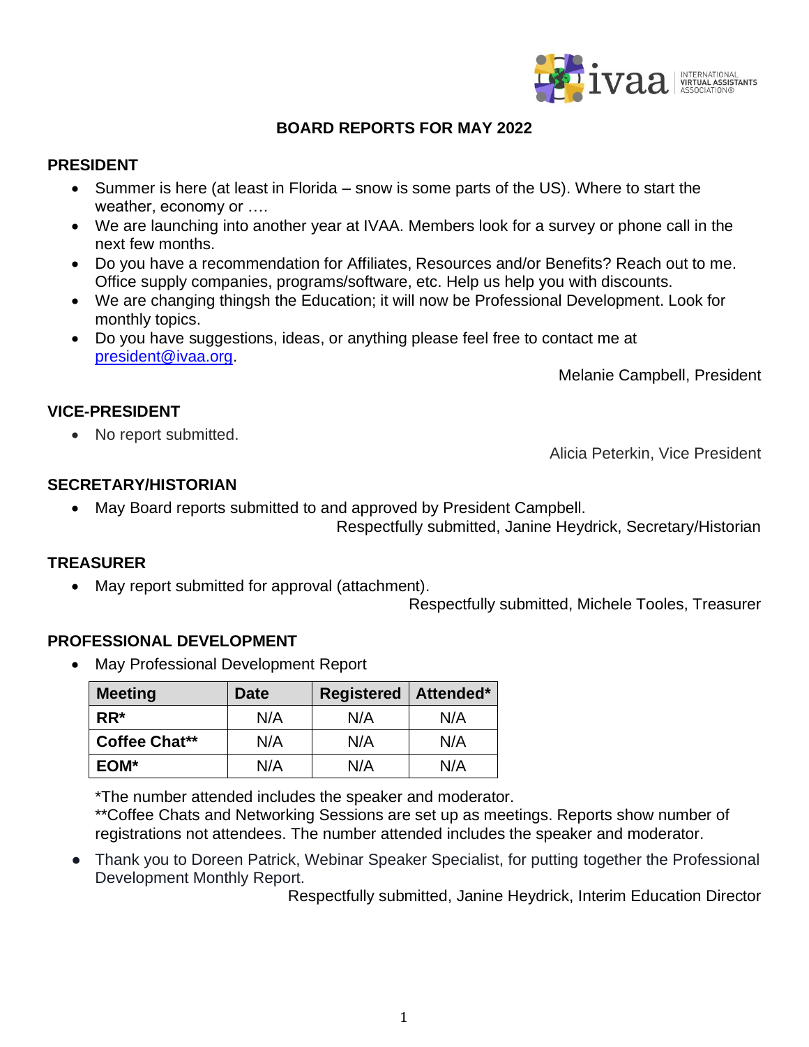# BOARD REPORTS FOR MAY 2022

## PRESIDENT

- Summer is here (at least in Florida – snow is some parts of the US). Where to start the weather, economy or ….
- We are launching into another year at IVAA. Members look for a survey or phone call in the next few months.
- Do you have a recommendation for Affiliates, Resources and/or Benefits? Reach out to me. Office supply companies, programs/software, etc. Help us help you with discounts.
- We are changing thingsh the Education; it will now be Professional Development. Look for monthly topics.
- Do you have suggestions, ideas, or anything please feel free to contact me at president@ivaa.org.

Melanie Campbell, President

## VICE-PRESIDENT

- No report submitted.

Alicia Peterkin, Vice President

## SECRETARY/HISTORIAN

- May Board reports submitted to and approved by President Campbell.

Respectfully submitted, Janine Heydrick, Secretary/Historian

## TREASURER

- May report submitted for approval (attachment).

Respectfully submitted, Michele Tooles, Treasurer

## PROFESSIONAL DEVELOPMENT

- May Professional Development Report

| Meeting | Date | Registered | Attended* |
|---|---|---|---|
| **RR*** | N/A | N/A | N/A |
| **Coffee Chat**** | N/A | N/A | N/A |
| **EOM*** | N/A | N/A | N/A |

*The number attended includes the speaker and moderator.
**Coffee Chats and Networking Sessions are set up as meetings. Reports show number of registrations not attendees. The number attended includes the speaker and moderator.

- Thank you to Doreen Patrick, Webinar Speaker Specialist, for putting together the Professional Development Monthly Report.

Respectfully submitted, Janine Heydrick, Interim Education Director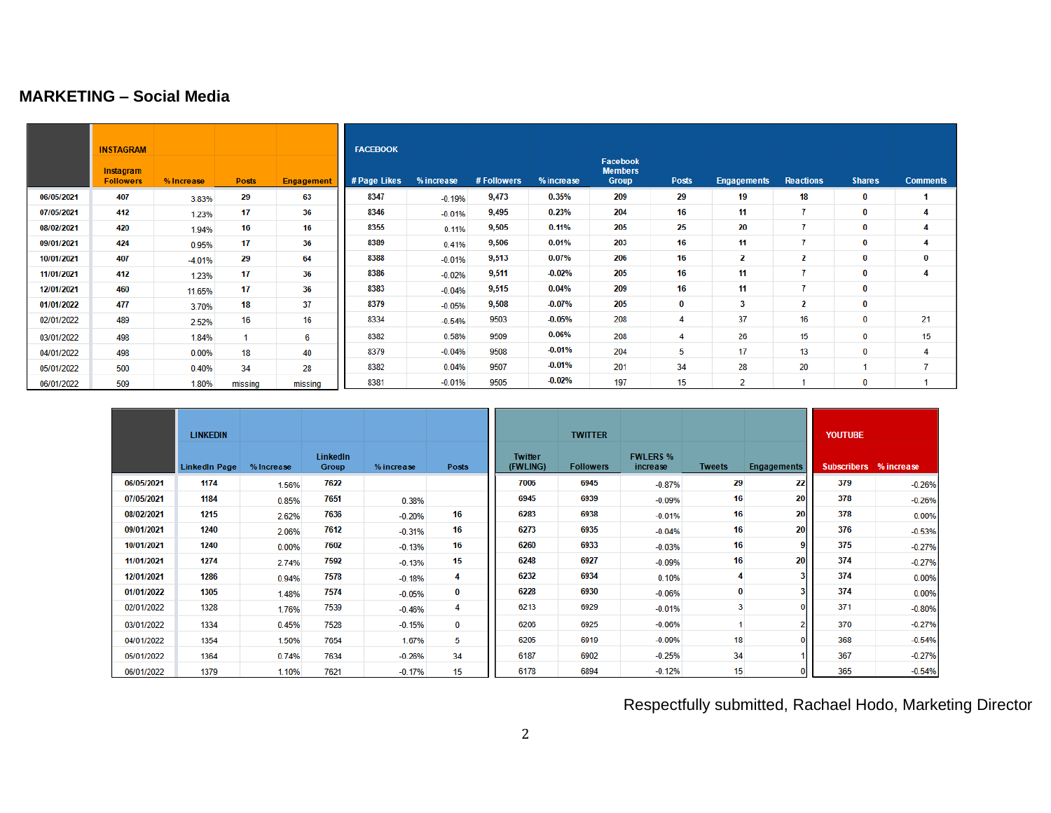# MARKETING – Social Media

| | INSTAGRAM | | | |
|---|---|---|---|---|
| | Instagram Followers | % Increase | Posts | Engagement |
| 06/05/2021 | 407 | 3.83% | 29 | 63 |
| 07/05/2021 | 412 | 1.23% | 17 | 36 |
| 08/02/2021 | 420 | 1.94% | 16 | 16 |
| 09/01/2021 | 424 | 0.95% | 17 | 36 |
| 10/01/2021 | 407 | -4.01% | 29 | 64 |
| 11/01/2021 | 412 | 1.23% | 17 | 36 |
| 12/01/2021 | 460 | 11.65% | 17 | 36 |
| 01/01/2022 | 477 | 3.70% | 18 | 37 |
| 02/01/2022 | 489 | 2.52% | 16 | 16 |
| 03/01/2022 | 498 | 1.84% | 1 | 6 |
| 04/01/2022 | 498 | 0.00% | 18 | 40 |
| 05/01/2022 | 500 | 0.40% | 34 | 28 |
| 06/01/2022 | 509 | 1.80% | missing | missing |

| FACEBOOK | | | | | | | | | |
|---|---|---|---|---|---|---|---|---|---|
| # Page Likes | % increase | # Followers | % increase | Facebook Members Group | Posts | Engagements | Reactions | Shares | Comments |
| 8347 | -0.19% | 9,473 | 0.35% | 209 | 29 | 19 | 18 | 0 | 1 |
| 8346 | -0.01% | 9,495 | 0.23% | 204 | 16 | 11 | 7 | 0 | 4 |
| 8355 | 0.11% | 9,505 | 0.11% | 205 | 25 | 20 | 7 | 0 | 4 |
| 8389 | 0.41% | 9,506 | 0.01% | 203 | 16 | 11 | 7 | 0 | 4 |
| 8388 | -0.01% | 9,513 | 0.07% | 206 | 16 | 2 | 2 | 0 | 0 |
| 8386 | -0.02% | 9,511 | -0.02% | 205 | 16 | 11 | 7 | 0 | 4 |
| 8383 | -0.04% | 9,515 | 0.04% | 209 | 16 | 11 | 7 | 0 | |
| 8379 | -0.05% | 9,508 | -0.07% | 205 | 0 | 3 | 2 | 0 | |
| 8334 | -0.54% | 9503 | -0.05% | 208 | 4 | 37 | 16 | 0 | 21 |
| 8382 | 0.58% | 9509 | 0.06% | 208 | 4 | 26 | 15 | 0 | 15 |
| 8379 | -0.04% | 9508 | -0.01% | 204 | 5 | 17 | 13 | 0 | 4 |
| 8382 | 0.04% | 9507 | -0.01% | 201 | 34 | 28 | 20 | 1 | 7 |
| 8381 | -0.01% | 9505 | -0.02% | 197 | 15 | 2 | 1 | 0 | 1 |

| | LINKEDIN | | | | |
|---|---|---|---|---|---|
| | LinkedIn Page | % Increase | LinkedIn Group | % increase | Posts |
| 06/05/2021 | 1174 | 1.56% | 7622 | | |
| 07/05/2021 | 1184 | 0.85% | 7651 | 0.38% | |
| 08/02/2021 | 1215 | 2.62% | 7636 | -0.20% | 16 |
| 09/01/2021 | 1240 | 2.06% | 7612 | -0.31% | 16 |
| 10/01/2021 | 1240 | 0.00% | 7602 | -0.13% | 16 |
| 11/01/2021 | 1274 | 2.74% | 7592 | -0.13% | 15 |
| 12/01/2021 | 1286 | 0.94% | 7578 | -0.18% | 4 |
| 01/01/2022 | 1305 | 1.48% | 7574 | -0.05% | 0 |
| 02/01/2022 | 1328 | 1.76% | 7539 | -0.46% | 4 |
| 03/01/2022 | 1334 | 0.45% | 7528 | -0.15% | 0 |
| 04/01/2022 | 1354 | 1.50% | 7654 | 1.67% | 5 |
| 05/01/2022 | 1364 | 0.74% | 7634 | -0.26% | 34 |
| 06/01/2022 | 1379 | 1.10% | 7621 | -0.17% | 15 |

| TWITTER | | | | |
|---|---|---|---|---|
| Twitter (FWLING) | Followers | FWLERS % increase | Tweets | Engagements |
| 7006 | 6945 | -0.87% | 29 | 22 |
| 6945 | 6939 | -0.09% | 16 | 20 |
| 6283 | 6938 | -0.01% | 16 | 20 |
| 6273 | 6935 | -0.04% | 16 | 20 |
| 6260 | 6933 | -0.03% | 16 | 9 |
| 6248 | 6927 | -0.09% | 16 | 20 |
| 6232 | 6934 | 0.10% | 4 | 3 |
| 6228 | 6930 | -0.06% | 0 | 3 |
| 6213 | 6929 | -0.01% | 3 | 0 |
| 6206 | 6925 | -0.06% | 1 | 2 |
| 6205 | 6919 | -0.09% | 18 | 0 |
| 6187 | 6902 | -0.25% | 34 | 1 |
| 6178 | 6894 | -0.12% | 15 | 0 |

| YOUTUBE | |
|---|---|
| Subscribers | % increase |
| 379 | -0.26% |
| 378 | -0.26% |
| 378 | 0.00% |
| 376 | -0.53% |
| 375 | -0.27% |
| 374 | -0.27% |
| 374 | 0.00% |
| 374 | 0.00% |
| 371 | -0.80% |
| 370 | -0.27% |
| 368 | -0.54% |
| 367 | -0.27% |
| 365 | -0.54% |

Respectfully submitted, Rachael Hodo, Marketing Director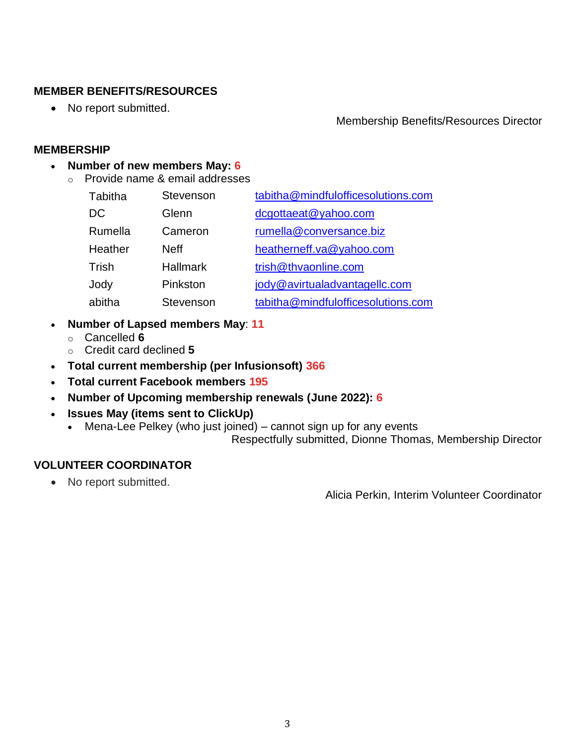## MEMBER BENEFITS/RESOURCES

- No report submitted.

Membership Benefits/Resources Director

## MEMBERSHIP

- **Number of new members May: 6**
  - Provide name & email addresses

| | | |
|---|---|---|
| Tabitha | Stevenson | tabitha@mindfulofficesolutions.com |
| DC | Glenn | dcgottaeat@yahoo.com |
| Rumella | Cameron | rumella@conversance.biz |
| Heather | Neff | heatherneff.va@yahoo.com |
| Trish | Hallmark | trish@thvaonline.com |
| Jody | Pinkston | jody@avirtualadvantagellc.com |
| abitha | Stevenson | tabitha@mindfulofficesolutions.com |

- **Number of Lapsed members May**: **11**
  - Cancelled **6**
  - Credit card declined **5**
- **Total current membership (per Infusionsoft) 366**
- **Total current Facebook members 195**
- **Number of Upcoming membership renewals (June 2022): 6**
- **Issues May (items sent to ClickUp)**
  - Mena-Lee Pelkey (who just joined) – cannot sign up for any events

Respectfully submitted, Dionne Thomas, Membership Director

## VOLUNTEER COORDINATOR

- No report submitted.

Alicia Perkin, Interim Volunteer Coordinator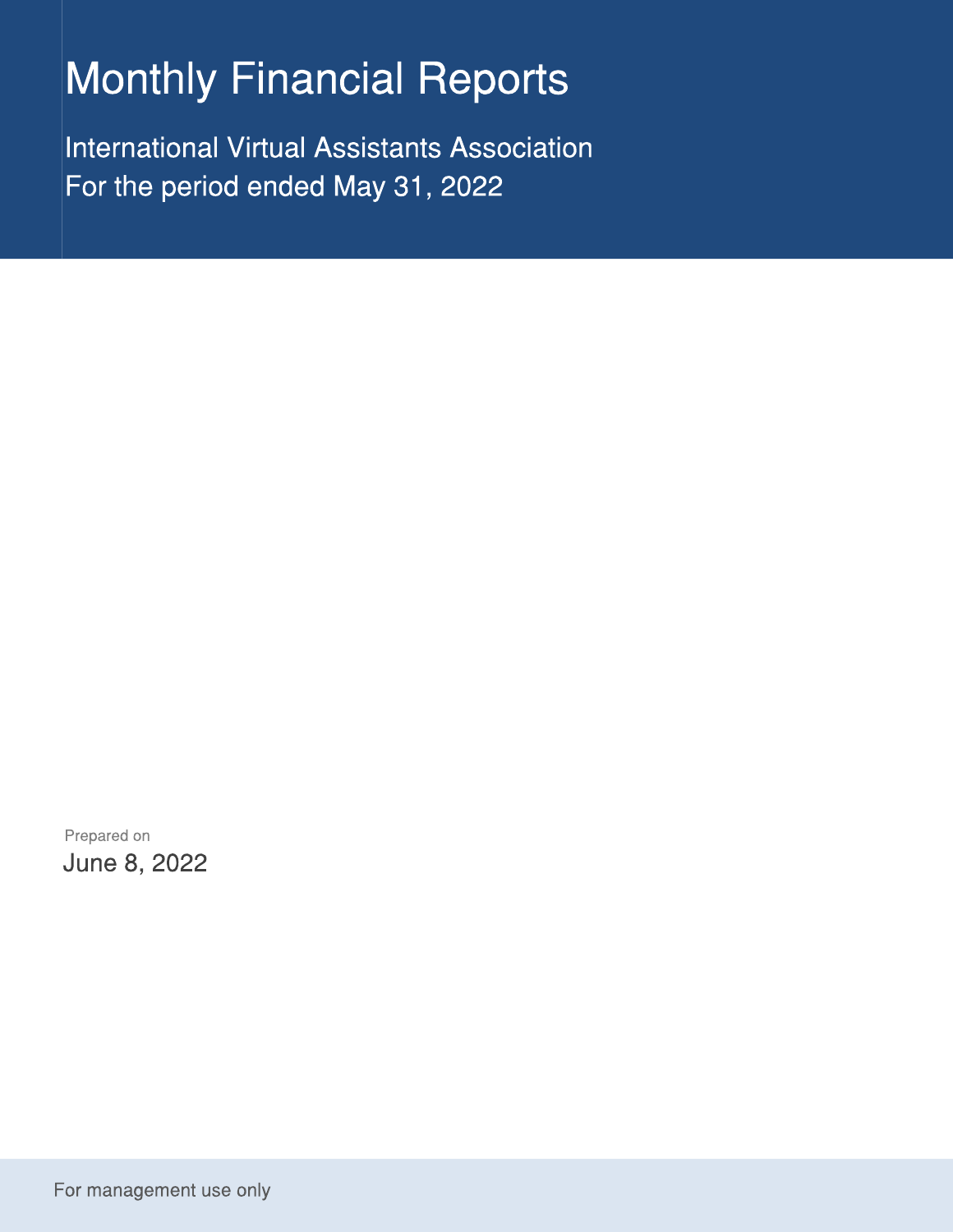# Monthly Financial Reports

International Virtual Assistants Association
For the period ended May 31, 2022

Prepared on
June 8, 2022

For management use only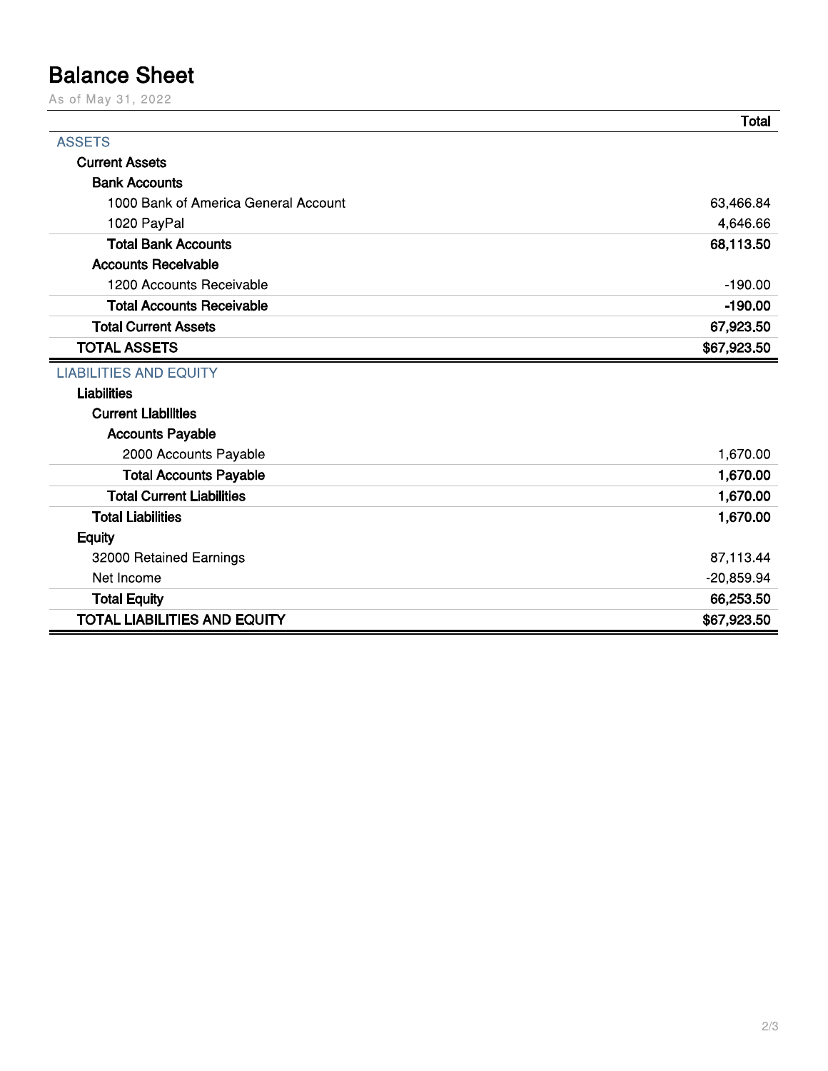# Balance Sheet

As of May 31, 2022

| | Total |
|---|---|
| **ASSETS** | |
| **Current Assets** | |
| **Bank Accounts** | |
| 1000 Bank of America General Account | 63,466.84 |
| 1020 PayPal | 4,646.66 |
| **Total Bank Accounts** | **68,113.50** |
| **Accounts Receivable** | |
| 1200 Accounts Receivable | -190.00 |
| **Total Accounts Receivable** | **-190.00** |
| **Total Current Assets** | **67,923.50** |
| **TOTAL ASSETS** | **$67,923.50** |
| **LIABILITIES AND EQUITY** | |
| **Liabilities** | |
| **Current Liabilities** | |
| **Accounts Payable** | |
| 2000 Accounts Payable | 1,670.00 |
| **Total Accounts Payable** | **1,670.00** |
| **Total Current Liabilities** | **1,670.00** |
| **Total Liabilities** | **1,670.00** |
| **Equity** | |
| 32000 Retained Earnings | 87,113.44 |
| Net Income | -20,859.94 |
| **Total Equity** | **66,253.50** |
| **TOTAL LIABILITIES AND EQUITY** | **$67,923.50** |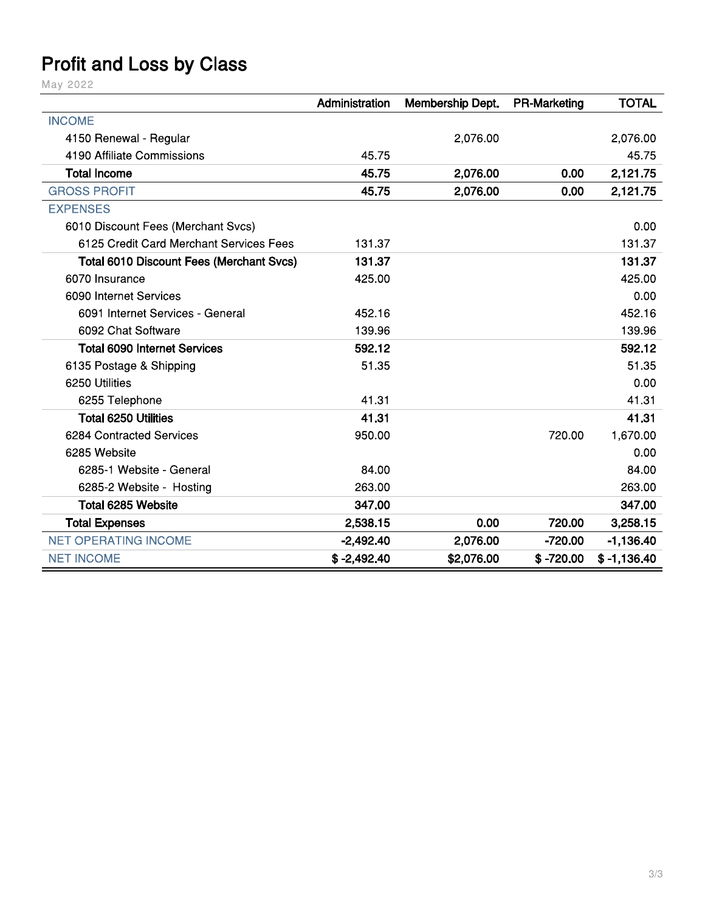# Profit and Loss by Class

May 2022

| | Administration | Membership Dept. | PR-Marketing | TOTAL |
|---|---|---|---|---|
| INCOME | | | | |
| 4150 Renewal - Regular | | 2,076.00 | | 2,076.00 |
| 4190 Affiliate Commissions | 45.75 | | | 45.75 |
| **Total Income** | **45.75** | **2,076.00** | **0.00** | **2,121.75** |
| GROSS PROFIT | **45.75** | **2,076.00** | **0.00** | **2,121.75** |
| EXPENSES | | | | |
| 6010 Discount Fees (Merchant Svcs) | | | | 0.00 |
| 6125 Credit Card Merchant Services Fees | 131.37 | | | 131.37 |
| **Total 6010 Discount Fees (Merchant Svcs)** | **131.37** | | | **131.37** |
| 6070 Insurance | 425.00 | | | 425.00 |
| 6090 Internet Services | | | | 0.00 |
| 6091 Internet Services - General | 452.16 | | | 452.16 |
| 6092 Chat Software | 139.96 | | | 139.96 |
| **Total 6090 Internet Services** | **592.12** | | | **592.12** |
| 6135 Postage & Shipping | 51.35 | | | 51.35 |
| 6250 Utilities | | | | 0.00 |
| 6255 Telephone | 41.31 | | | 41.31 |
| **Total 6250 Utilities** | **41.31** | | | **41.31** |
| 6284 Contracted Services | 950.00 | | 720.00 | 1,670.00 |
| 6285 Website | | | | 0.00 |
| 6285-1 Website - General | 84.00 | | | 84.00 |
| 6285-2 Website - Hosting | 263.00 | | | 263.00 |
| **Total 6285 Website** | **347.00** | | | **347.00** |
| **Total Expenses** | **2,538.15** | **0.00** | **720.00** | **3,258.15** |
| NET OPERATING INCOME | **-2,492.40** | **2,076.00** | **-720.00** | **-1,136.40** |
| NET INCOME | **$ -2,492.40** | **$2,076.00** | **$ -720.00** | **$ -1,136.40** |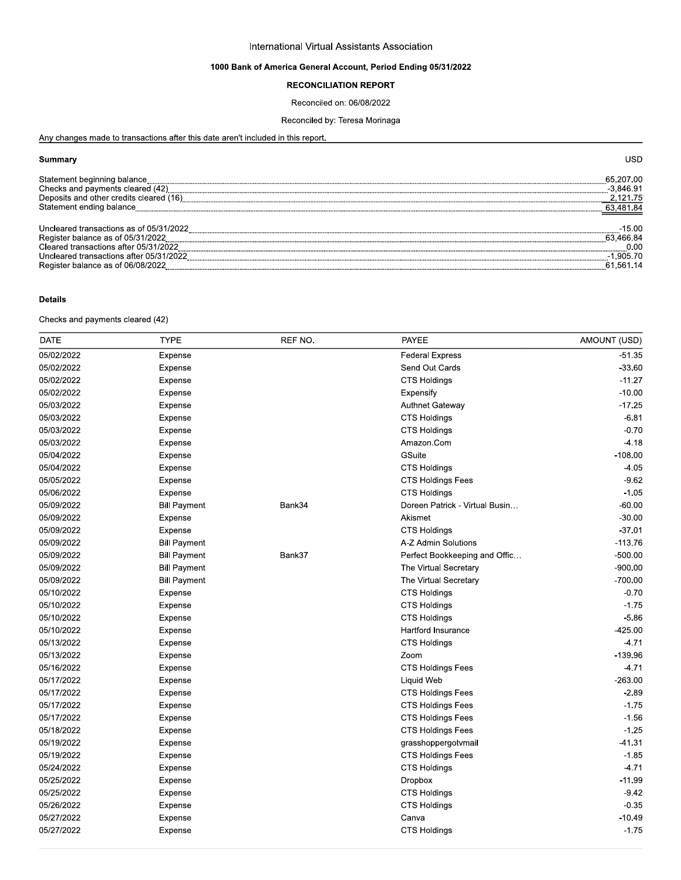International Virtual Assistants Association

**1000 Bank of America General Account, Period Ending 05/31/2022**

**RECONCILIATION REPORT**

Reconciled on: 06/08/2022

Reconciled by: Teresa Morinaga

Any changes made to transactions after this date aren't included in this report.

**Summary** USD

| | |
|---|---|
| Statement beginning balance | 65,207.00 |
| Checks and payments cleared (42) | -3,846.91 |
| Deposits and other credits cleared (16) | 2,121.75 |
| Statement ending balance | 63,481.84 |
| | |
| Uncleared transactions as of 05/31/2022 | -15.00 |
| Register balance as of 05/31/2022 | 63,466.84 |
| Cleared transactions after 05/31/2022 | 0.00 |
| Uncleared transactions after 05/31/2022 | -1,905.70 |
| Register balance as of 06/08/2022 | 61,561.14 |

**Details**

Checks and payments cleared (42)

| DATE | TYPE | REF NO. | PAYEE | AMOUNT (USD) |
|---|---|---|---|---|
| 05/02/2022 | Expense | | Federal Express | -51.35 |
| 05/02/2022 | Expense | | Send Out Cards | -33.60 |
| 05/02/2022 | Expense | | CTS Holdings | -11.27 |
| 05/02/2022 | Expense | | Expensify | -10.00 |
| 05/03/2022 | Expense | | Authnet Gateway | -17.25 |
| 05/03/2022 | Expense | | CTS Holdings | -6.81 |
| 05/03/2022 | Expense | | CTS Holdings | -0.70 |
| 05/03/2022 | Expense | | Amazon.Com | -4.18 |
| 05/04/2022 | Expense | | GSuite | -108.00 |
| 05/04/2022 | Expense | | CTS Holdings | -4.05 |
| 05/05/2022 | Expense | | CTS Holdings Fees | -9.62 |
| 05/06/2022 | Expense | | CTS Holdings | -1.05 |
| 05/09/2022 | Bill Payment | Bank34 | Doreen Patrick - Virtual Busin… | -60.00 |
| 05/09/2022 | Expense | | Akismet | -30.00 |
| 05/09/2022 | Expense | | CTS Holdings | -37.01 |
| 05/09/2022 | Bill Payment | | A-Z Admin Solutions | -113.76 |
| 05/09/2022 | Bill Payment | Bank37 | Perfect Bookkeeping and Offic… | -500.00 |
| 05/09/2022 | Bill Payment | | The Virtual Secretary | -900.00 |
| 05/09/2022 | Bill Payment | | The Virtual Secretary | -700.00 |
| 05/10/2022 | Expense | | CTS Holdings | -0.70 |
| 05/10/2022 | Expense | | CTS Holdings | -1.75 |
| 05/10/2022 | Expense | | CTS Holdings | -5.86 |
| 05/10/2022 | Expense | | Hartford Insurance | -425.00 |
| 05/13/2022 | Expense | | CTS Holdings | -4.71 |
| 05/13/2022 | Expense | | Zoom | -139.96 |
| 05/16/2022 | Expense | | CTS Holdings Fees | -4.71 |
| 05/17/2022 | Expense | | Liquid Web | -263.00 |
| 05/17/2022 | Expense | | CTS Holdings Fees | -2.89 |
| 05/17/2022 | Expense | | CTS Holdings Fees | -1.75 |
| 05/17/2022 | Expense | | CTS Holdings Fees | -1.56 |
| 05/18/2022 | Expense | | CTS Holdings Fees | -1.25 |
| 05/19/2022 | Expense | | grasshoppergotvmail | -41.31 |
| 05/19/2022 | Expense | | CTS Holdings Fees | -1.85 |
| 05/24/2022 | Expense | | CTS Holdings | -4.71 |
| 05/25/2022 | Expense | | Dropbox | -11.99 |
| 05/25/2022 | Expense | | CTS Holdings | -9.42 |
| 05/26/2022 | Expense | | CTS Holdings | -0.35 |
| 05/27/2022 | Expense | | Canva | -10.49 |
| 05/27/2022 | Expense | | CTS Holdings | -1.75 |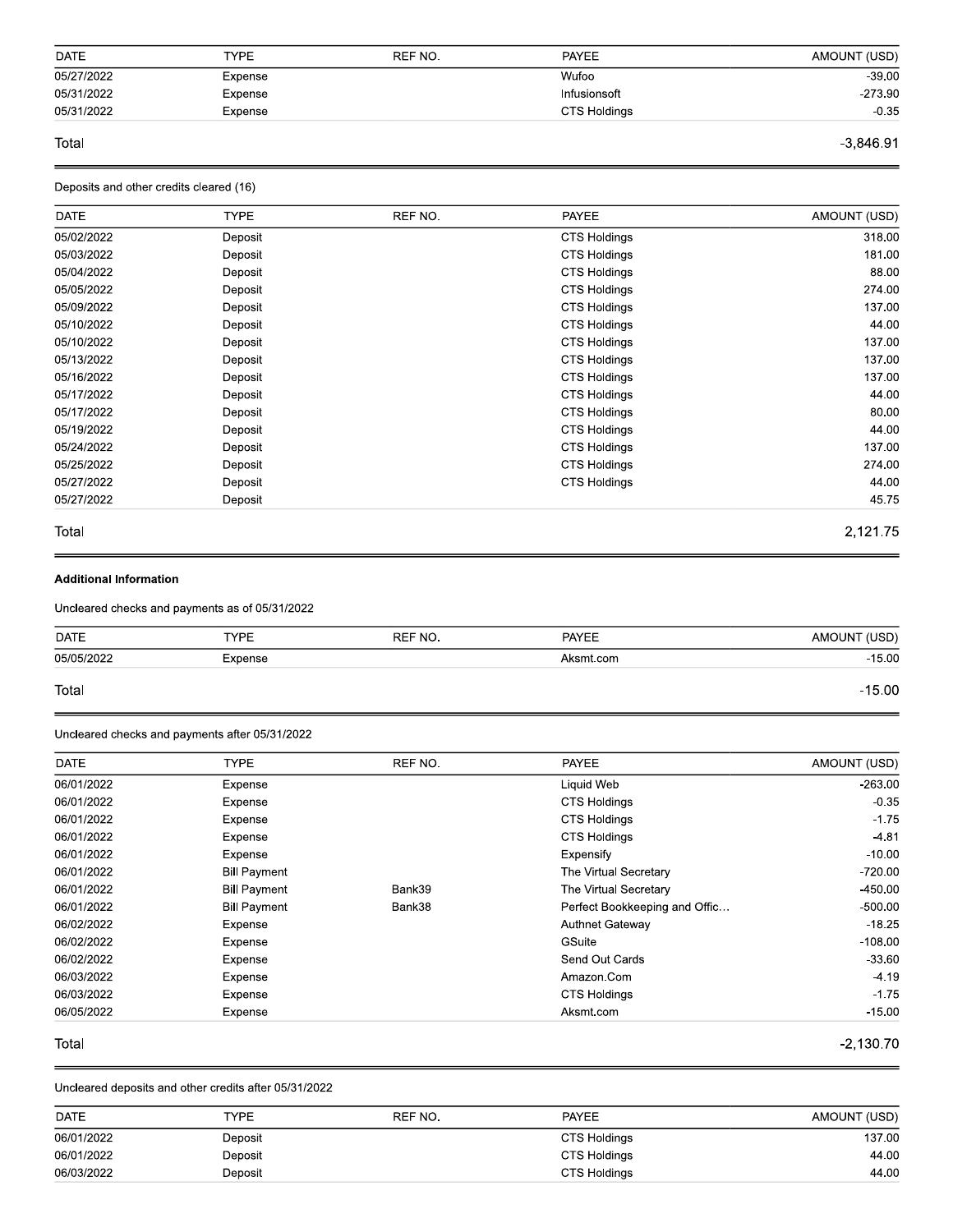| DATE | TYPE | REF NO. | PAYEE | AMOUNT (USD) |
| --- | --- | --- | --- | --- |
| 05/27/2022 | Expense | | Wufoo | -39.00 |
| 05/31/2022 | Expense | | Infusionsoft | -273.90 |
| 05/31/2022 | Expense | | CTS Holdings | -0.35 |
| Total | | | | -3,846.91 |

Deposits and other credits cleared (16)

| DATE | TYPE | REF NO. | PAYEE | AMOUNT (USD) |
| --- | --- | --- | --- | --- |
| 05/02/2022 | Deposit | | CTS Holdings | 318.00 |
| 05/03/2022 | Deposit | | CTS Holdings | 181.00 |
| 05/04/2022 | Deposit | | CTS Holdings | 88.00 |
| 05/05/2022 | Deposit | | CTS Holdings | 274.00 |
| 05/09/2022 | Deposit | | CTS Holdings | 137.00 |
| 05/10/2022 | Deposit | | CTS Holdings | 44.00 |
| 05/10/2022 | Deposit | | CTS Holdings | 137.00 |
| 05/13/2022 | Deposit | | CTS Holdings | 137.00 |
| 05/16/2022 | Deposit | | CTS Holdings | 137.00 |
| 05/17/2022 | Deposit | | CTS Holdings | 44.00 |
| 05/17/2022 | Deposit | | CTS Holdings | 80.00 |
| 05/19/2022 | Deposit | | CTS Holdings | 44.00 |
| 05/24/2022 | Deposit | | CTS Holdings | 137.00 |
| 05/25/2022 | Deposit | | CTS Holdings | 274.00 |
| 05/27/2022 | Deposit | | CTS Holdings | 44.00 |
| 05/27/2022 | Deposit | | | 45.75 |
| Total | | | | 2,121.75 |

**Additional Information**

Uncleared checks and payments as of 05/31/2022

| DATE | TYPE | REF NO. | PAYEE | AMOUNT (USD) |
| --- | --- | --- | --- | --- |
| 05/05/2022 | Expense | | Aksmt.com | -15.00 |
| Total | | | | -15.00 |

Uncleared checks and payments after 05/31/2022

| DATE | TYPE | REF NO. | PAYEE | AMOUNT (USD) |
| --- | --- | --- | --- | --- |
| 06/01/2022 | Expense | | Liquid Web | -263.00 |
| 06/01/2022 | Expense | | CTS Holdings | -0.35 |
| 06/01/2022 | Expense | | CTS Holdings | -1.75 |
| 06/01/2022 | Expense | | CTS Holdings | -4.81 |
| 06/01/2022 | Expense | | Expensify | -10.00 |
| 06/01/2022 | Bill Payment | | The Virtual Secretary | -720.00 |
| 06/01/2022 | Bill Payment | Bank39 | The Virtual Secretary | -450.00 |
| 06/01/2022 | Bill Payment | Bank38 | Perfect Bookkeeping and Offic… | -500.00 |
| 06/02/2022 | Expense | | Authnet Gateway | -18.25 |
| 06/02/2022 | Expense | | GSuite | -108.00 |
| 06/02/2022 | Expense | | Send Out Cards | -33.60 |
| 06/03/2022 | Expense | | Amazon.Com | -4.19 |
| 06/03/2022 | Expense | | CTS Holdings | -1.75 |
| 06/05/2022 | Expense | | Aksmt.com | -15.00 |
| Total | | | | -2,130.70 |

Uncleared deposits and other credits after 05/31/2022

| DATE | TYPE | REF NO. | PAYEE | AMOUNT (USD) |
| --- | --- | --- | --- | --- |
| 06/01/2022 | Deposit | | CTS Holdings | 137.00 |
| 06/01/2022 | Deposit | | CTS Holdings | 44.00 |
| 06/03/2022 | Deposit | | CTS Holdings | 44.00 |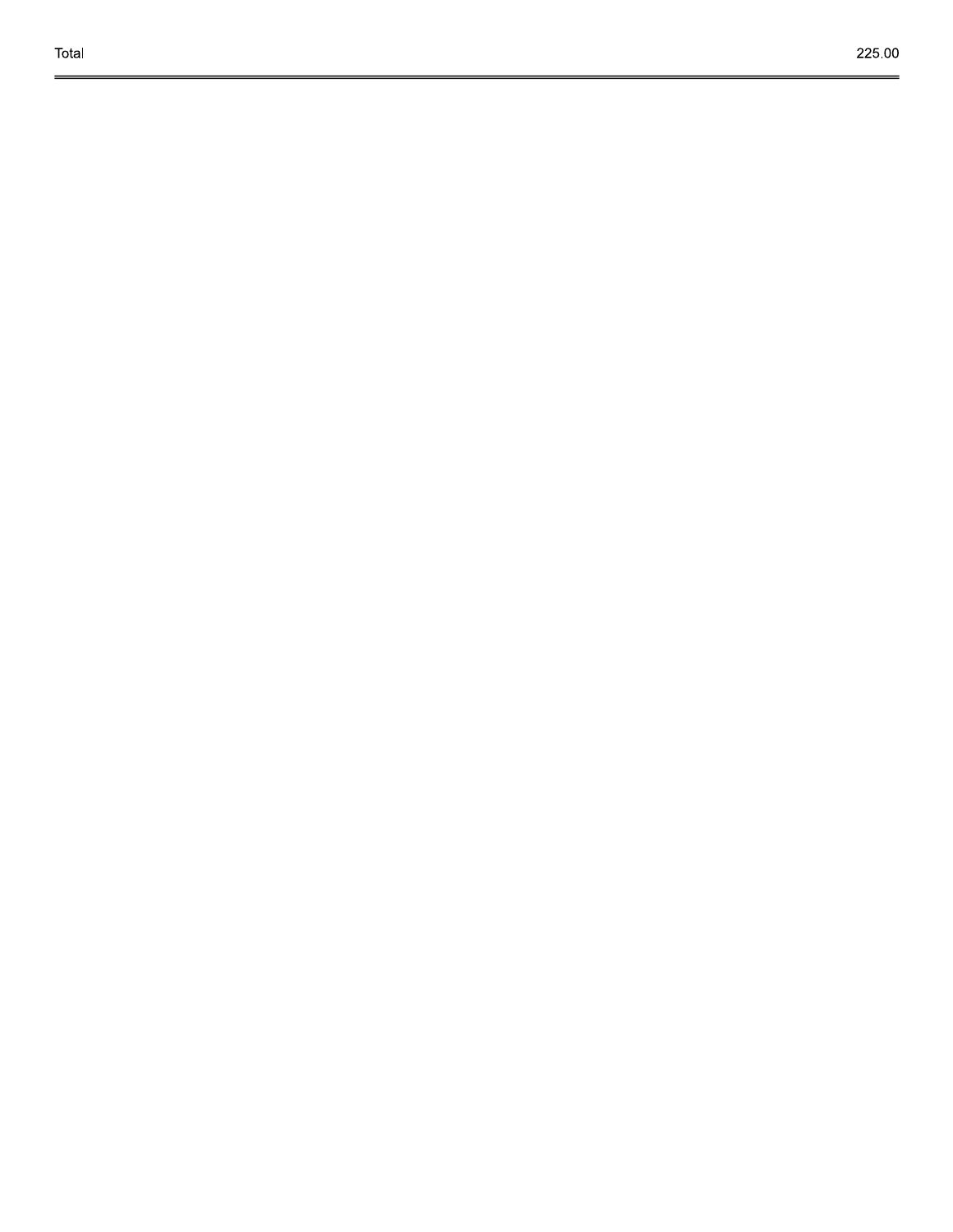| | |
|---|---|
| Total | 225.00 |